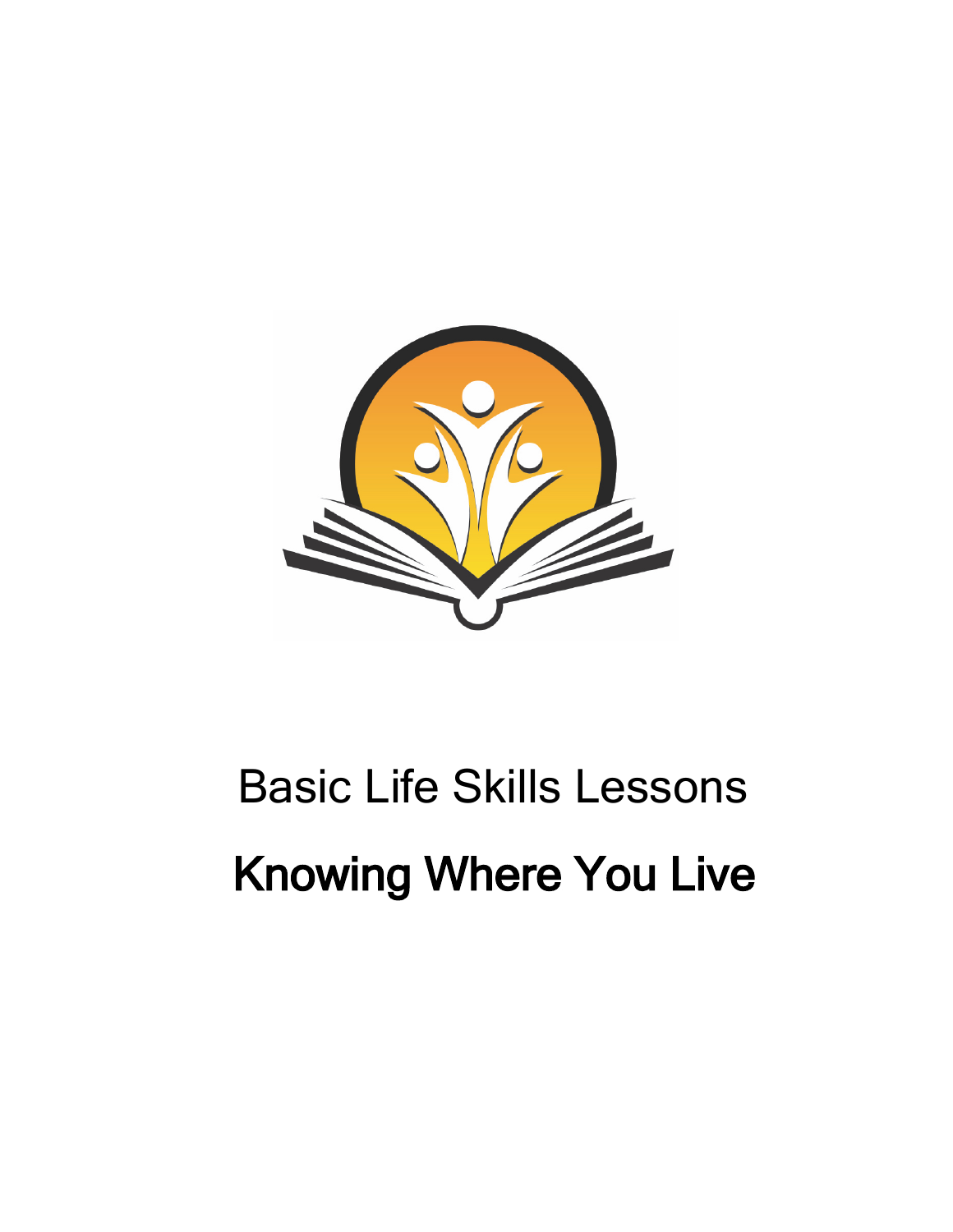Basic Life Skills Lessons

# Knowing Where You Live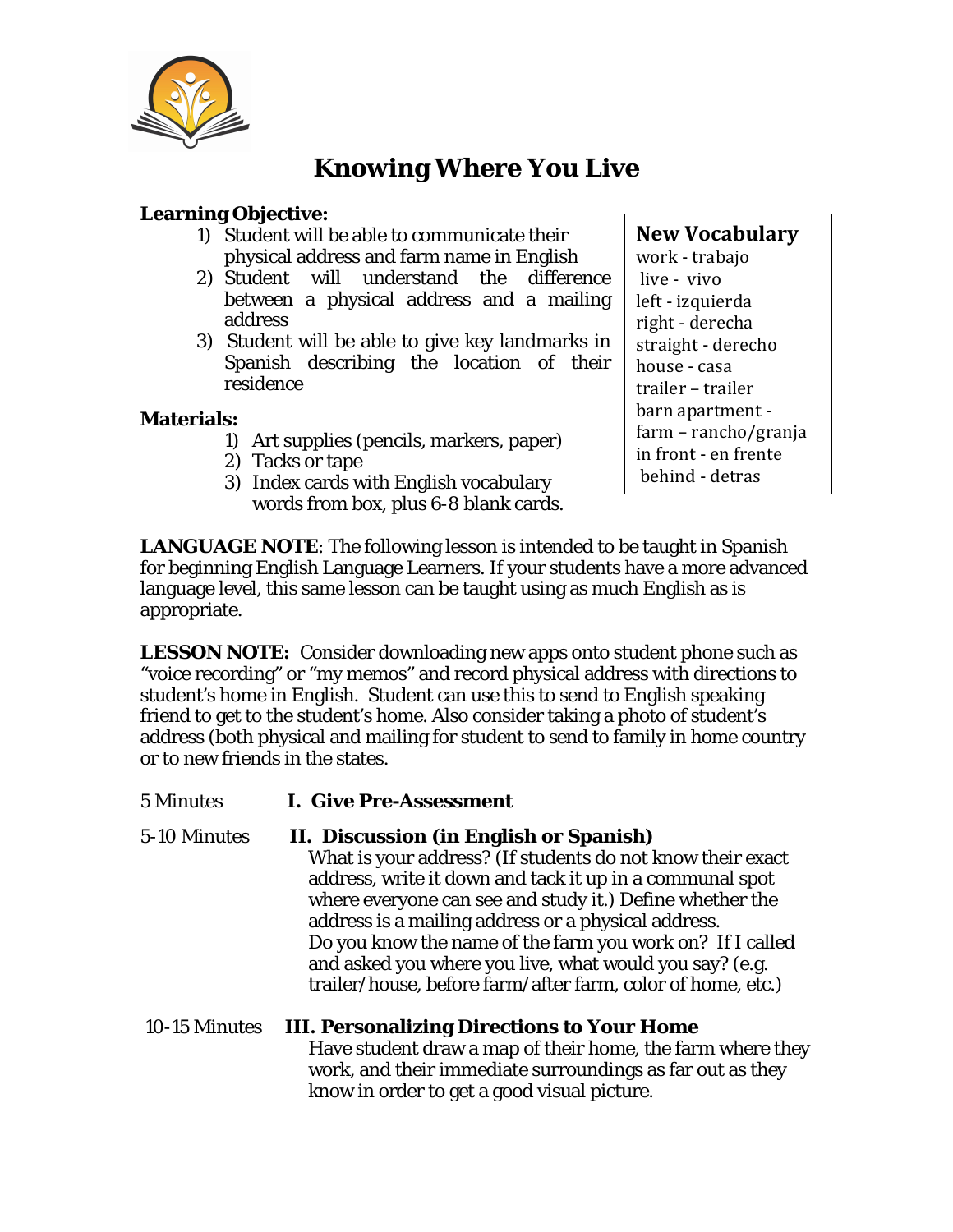# Knowing Where You Live

**Learning Objective:**

1) Student will be able to communicate their physical address and farm name in English
2) Student will understand the difference between a physical address and a mailing address
3) Student will be able to give key landmarks in Spanish describing the location of their residence

**Materials:**

1) Art supplies (pencils, markers, paper)
2) Tacks or tape
3) Index cards with English vocabulary words from box, plus 6-8 blank cards.

**New Vocabulary**

work - trabajo
live - vivo
left - izquierda
right - derecha
straight - derecho
house - casa
trailer – trailer
barn apartment -
farm – rancho/granja
in front - en frente
behind - detras

**LANGUAGE NOTE**: The following lesson is intended to be taught in Spanish for beginning English Language Learners. If your students have a more advanced language level, this same lesson can be taught using as much English as is appropriate.

**LESSON NOTE:** Consider downloading new apps onto student phone such as "voice recording" or "my memos" and record physical address with directions to student's home in English. Student can use this to send to English speaking friend to get to the student's home. Also consider taking a photo of student's address (both physical and mailing for student to send to family in home country or to new friends in the states.

5 Minutes **I. Give Pre-Assessment**

5-10 Minutes **II. Discussion (in English or Spanish)**

What is your address? (If students do not know their exact address, write it down and tack it up in a communal spot where everyone can see and study it.) Define whether the address is a mailing address or a physical address.
Do you know the name of the farm you work on? If I called and asked you where you live, what would you say? (e.g. trailer/house, before farm/after farm, color of home, etc.)

10-15 Minutes **III. Personalizing Directions to Your Home**

Have student draw a map of their home, the farm where they work, and their immediate surroundings as far out as they know in order to get a good visual picture.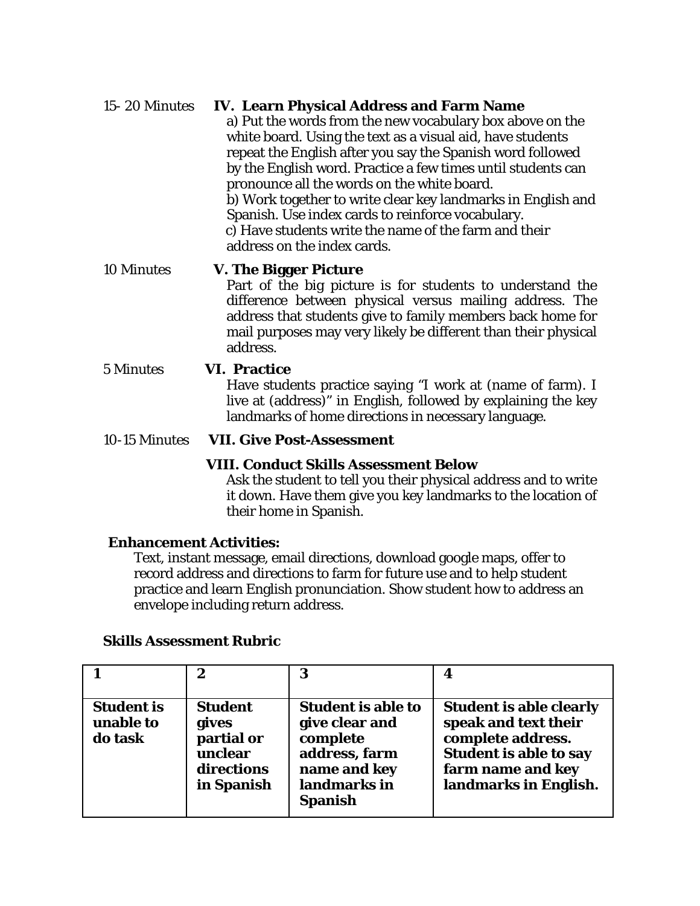15- 20 Minutes **IV. Learn Physical Address and Farm Name**

a) Put the words from the new vocabulary box above on the white board. Using the text as a visual aid, have students repeat the English after you say the Spanish word followed by the English word. Practice a few times until students can pronounce all the words on the white board.
b) Work together to write clear key landmarks in English and Spanish. Use index cards to reinforce vocabulary.
c) Have students write the name of the farm and their address on the index cards.

10 Minutes **V. The Bigger Picture**

Part of the big picture is for students to understand the difference between physical versus mailing address. The address that students give to family members back home for mail purposes may very likely be different than their physical address.

5 Minutes **VI. Practice**

Have students practice saying "I work at (name of farm). I live at (address)" in English, followed by explaining the key landmarks of home directions in necessary language.

10-15 Minutes **VII. Give Post-Assessment**

**VIII. Conduct Skills Assessment Below**

Ask the student to tell you their physical address and to write it down. Have them give you key landmarks to the location of their home in Spanish.

**Enhancement Activities:**

Text, instant message, email directions, download google maps, offer to record address and directions to farm for future use and to help student practice and learn English pronunciation. Show student how to address an envelope including return address.

**Skills Assessment Rubric**

| 1 | 2 | 3 | 4 |
|---|---|---|---|
| **Student is unable to do task** | **Student gives partial or unclear directions in Spanish** | **Student is able to give clear and complete address, farm name and key landmarks in Spanish** | **Student is able clearly speak and text their complete address. Student is able to say farm name and key landmarks in English.** |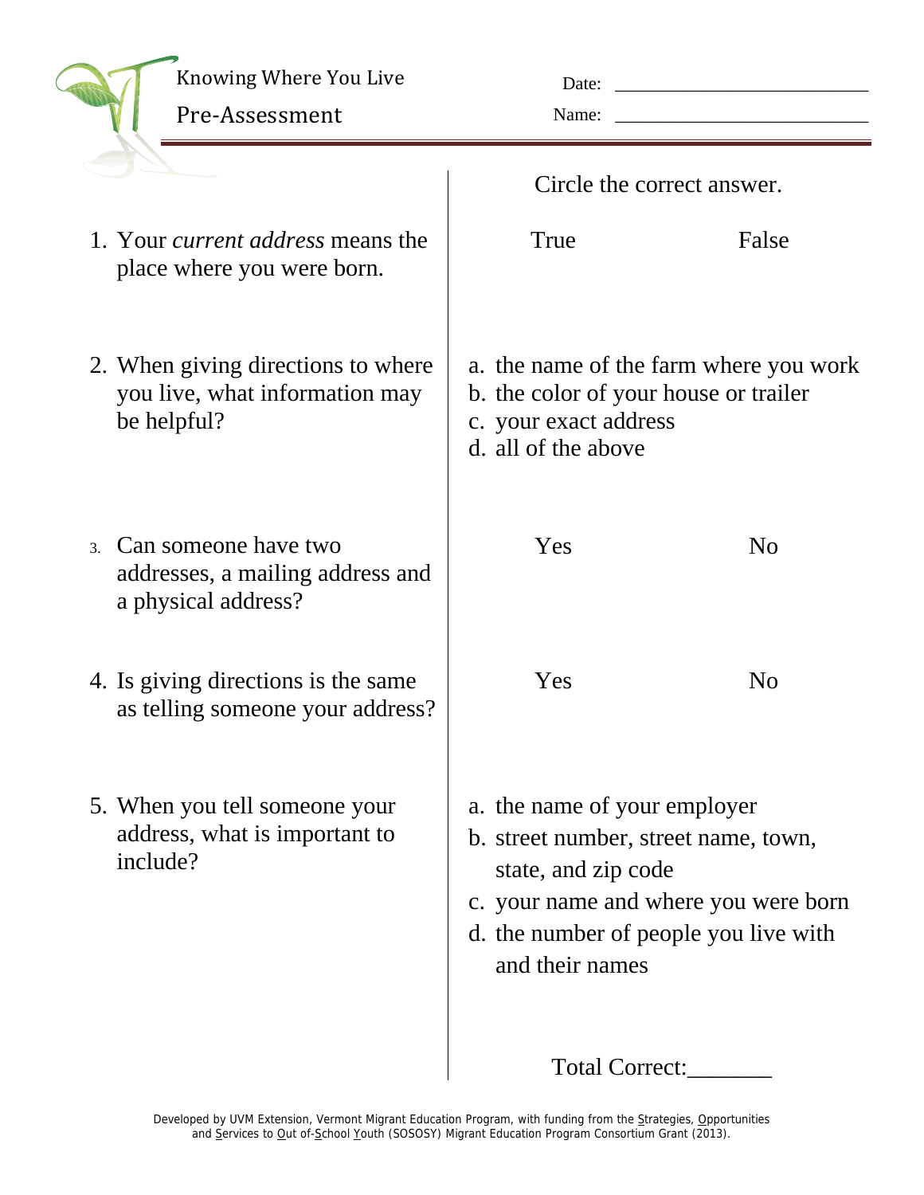# Knowing Where You Live

## Pre-Assessment

Date: ___________________________

Name: ___________________________

Circle the correct answer.

1. Your *current address* means the place where you were born.

   True  False

2. When giving directions to where you live, what information may be helpful?

   a. the name of the farm where you work
   b. the color of your house or trailer
   c. your exact address
   d. all of the above

3. Can someone have two addresses, a mailing address and a physical address?

   Yes  No

4. Is giving directions is the same as telling someone your address?

   Yes  No

5. When you tell someone your address, what is important to include?

   a. the name of your employer
   b. street number, street name, town, state, and zip code
   c. your name and where you were born
   d. the number of people you live with and their names

Total Correct:_______

Developed by UVM Extension, Vermont Migrant Education Program, with funding from the Strategies, Opportunities and Services to Out of-School Youth (SOSOSY) Migrant Education Program Consortium Grant (2013).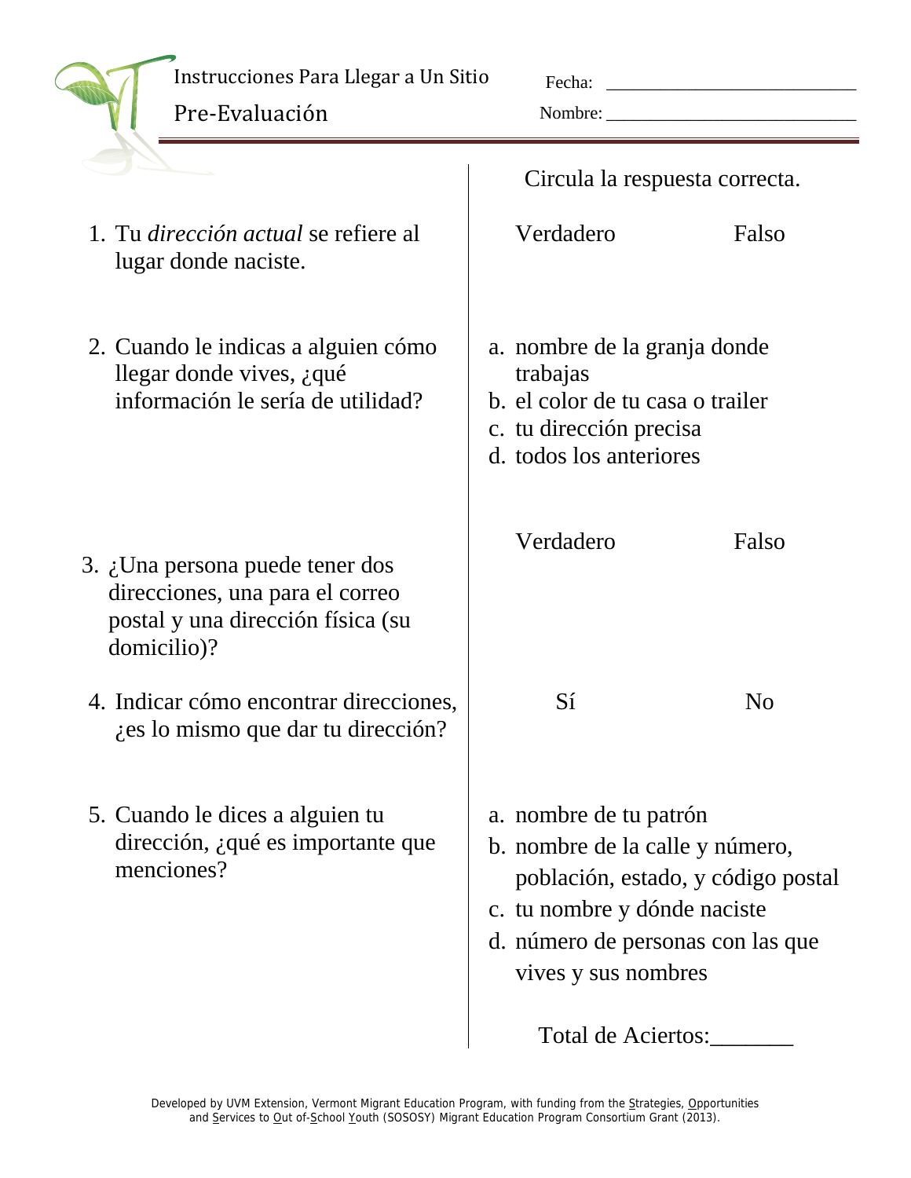# Instrucciones Para Llegar a Un Sitio

## Pre-Evaluación

Fecha: ___________________________

Nombre: ___________________________

Circula la respuesta correcta.

1. Tu *dirección actual* se refiere al lugar donde naciste.

   Verdadero Falso

2. Cuando le indicas a alguien cómo llegar donde vives, ¿qué información le sería de utilidad?

   a. nombre de la granja donde trabajas
   b. el color de tu casa o trailer
   c. tu dirección precisa
   d. todos los anteriores

3. ¿Una persona puede tener dos direcciones, una para el correo postal y una dirección física (su domicilio)?

   Verdadero Falso

4. Indicar cómo encontrar direcciones, ¿es lo mismo que dar tu dirección?

   Sí No

5. Cuando le dices a alguien tu dirección, ¿qué es importante que menciones?

   a. nombre de tu patrón
   b. nombre de la calle y número, población, estado, y código postal
   c. tu nombre y dónde naciste
   d. número de personas con las que vives y sus nombres

Total de Aciertos:_______

Developed by UVM Extension, Vermont Migrant Education Program, with funding from the Strategies, Opportunities and Services to Out of-School Youth (SOSOSY) Migrant Education Program Consortium Grant (2013).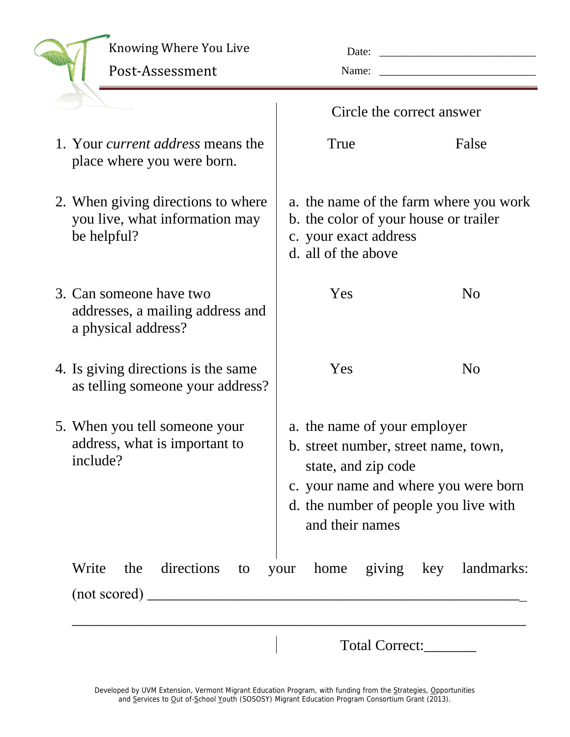# Knowing Where You Live

## Post-Assessment

Date: ___________________________

Name: ___________________________

| | Circle the correct answer | |
|---|---|---|
| 1. Your *current address* means the place where you were born. | True | False |
| 2. When giving directions to where you live, what information may be helpful? | a. the name of the farm where you work<br>b. the color of your house or trailer<br>c. your exact address<br>d. all of the above | |
| 3. Can someone have two addresses, a mailing address and a physical address? | Yes | No |
| 4. Is giving directions is the same as telling someone your address? | Yes | No |
| 5. When you tell someone your address, what is important to include? | a. the name of your employer<br>b. street number, street name, town, state, and zip code<br>c. your name and where you were born<br>d. the number of people you live with and their names | |

Write the directions to your home giving key landmarks: (not scored) ____________________________________________________

____________________________________________________________

Total Correct:_______

Developed by UVM Extension, Vermont Migrant Education Program, with funding from the Strategies, Opportunities and Services to Out of-School Youth (SOSOSY) Migrant Education Program Consortium Grant (2013).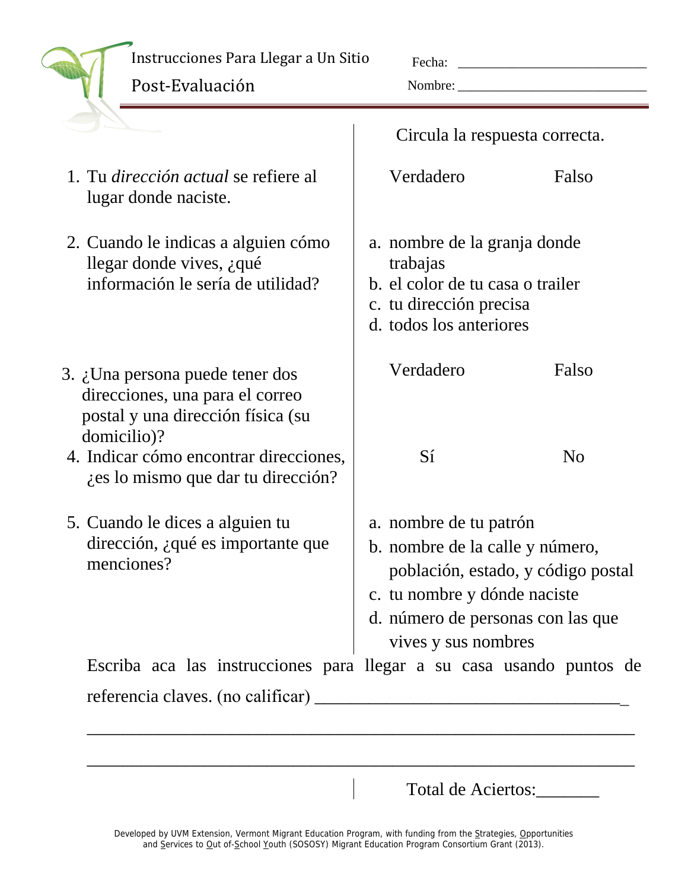# Instrucciones Para Llegar a Un Sitio

## Post-Evaluación

Fecha: ___________________________

Nombre: ___________________________

Circula la respuesta correcta.

1. Tu *dirección actual* se refiere al lugar donde naciste.

   Verdadero     Falso

2. Cuando le indicas a alguien cómo llegar donde vives, ¿qué información le sería de utilidad?

   a. nombre de la granja donde trabajas
   b. el color de tu casa o trailer
   c. tu dirección precisa
   d. todos los anteriores

3. ¿Una persona puede tener dos direcciones, una para el correo postal y una dirección física (su domicilio)?

   Verdadero     Falso

4. Indicar cómo encontrar direcciones, ¿es lo mismo que dar tu dirección?

   Sí     No

5. Cuando le dices a alguien tu dirección, ¿qué es importante que menciones?

   a. nombre de tu patrón
   b. nombre de la calle y número, población, estado, y código postal
   c. tu nombre y dónde naciste
   d. número de personas con las que vives y sus nombres

Escriba aca las instrucciones para llegar a su casa usando puntos de referencia claves. (no calificar) ___________________________________

_____________________________________________________________

_____________________________________________________________

Total de Aciertos:_______

Developed by UVM Extension, Vermont Migrant Education Program, with funding from the Strategies, Opportunities and Services to Out of-School Youth (SOSOSY) Migrant Education Program Consortium Grant (2013).